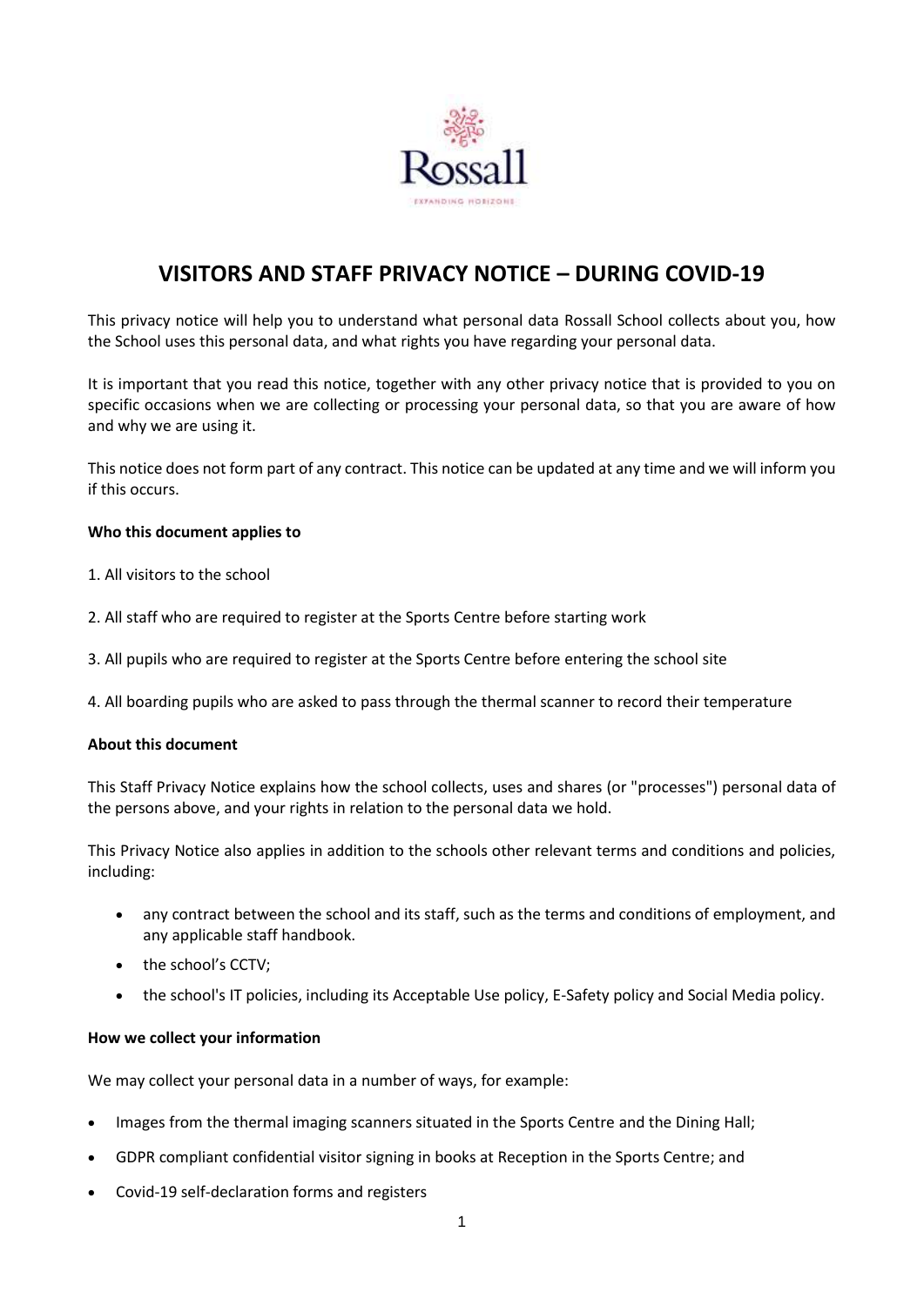Rossall

EXPANDING HORIZONS

# VISITORS AND STAFF PRIVACY NOTICE – DURING COVID-19

This privacy notice will help you to understand what personal data Rossall School collects about you, how the School uses this personal data, and what rights you have regarding your personal data.

It is important that you read this notice, together with any other privacy notice that is provided to you on specific occasions when we are collecting or processing your personal data, so that you are aware of how and why we are using it.

This notice does not form part of any contract. This notice can be updated at any time and we will inform you if this occurs.

**Who this document applies to**

1. All visitors to the school

2. All staff who are required to register at the Sports Centre before starting work

3. All pupils who are required to register at the Sports Centre before entering the school site

4. All boarding pupils who are asked to pass through the thermal scanner to record their temperature

**About this document**

This Staff Privacy Notice explains how the school collects, uses and shares (or "processes") personal data of the persons above, and your rights in relation to the personal data we hold.

This Privacy Notice also applies in addition to the schools other relevant terms and conditions and policies, including:

- any contract between the school and its staff, such as the terms and conditions of employment, and any applicable staff handbook.
- the school's CCTV;
- the school's IT policies, including its Acceptable Use policy, E-Safety policy and Social Media policy.

**How we collect your information**

We may collect your personal data in a number of ways, for example:

- Images from the thermal imaging scanners situated in the Sports Centre and the Dining Hall;
- GDPR compliant confidential visitor signing in books at Reception in the Sports Centre; and
- Covid-19 self-declaration forms and registers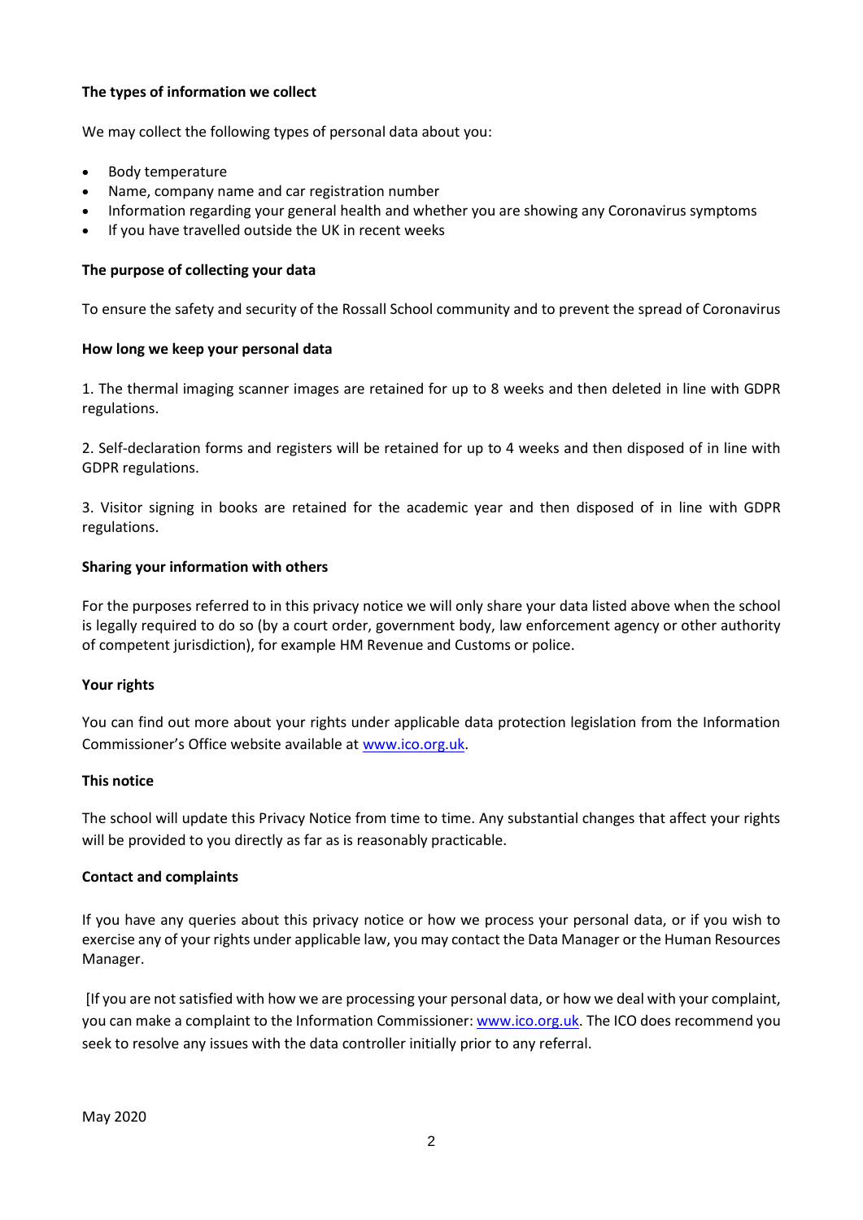**The types of information we collect**

We may collect the following types of personal data about you:

- Body temperature
- Name, company name and car registration number
- Information regarding your general health and whether you are showing any Coronavirus symptoms
- If you have travelled outside the UK in recent weeks

**The purpose of collecting your data**

To ensure the safety and security of the Rossall School community and to prevent the spread of Coronavirus

**How long we keep your personal data**

1. The thermal imaging scanner images are retained for up to 8 weeks and then deleted in line with GDPR regulations.

2. Self-declaration forms and registers will be retained for up to 4 weeks and then disposed of in line with GDPR regulations.

3. Visitor signing in books are retained for the academic year and then disposed of in line with GDPR regulations.

**Sharing your information with others**

For the purposes referred to in this privacy notice we will only share your data listed above when the school is legally required to do so (by a court order, government body, law enforcement agency or other authority of competent jurisdiction), for example HM Revenue and Customs or police.

**Your rights**

You can find out more about your rights under applicable data protection legislation from the Information Commissioner's Office website available at www.ico.org.uk.

**This notice**

The school will update this Privacy Notice from time to time. Any substantial changes that affect your rights will be provided to you directly as far as is reasonably practicable.

**Contact and complaints**

If you have any queries about this privacy notice or how we process your personal data, or if you wish to exercise any of your rights under applicable law, you may contact the Data Manager or the Human Resources Manager.

[If you are not satisfied with how we are processing your personal data, or how we deal with your complaint, you can make a complaint to the Information Commissioner: www.ico.org.uk. The ICO does recommend you seek to resolve any issues with the data controller initially prior to any referral.

May 2020